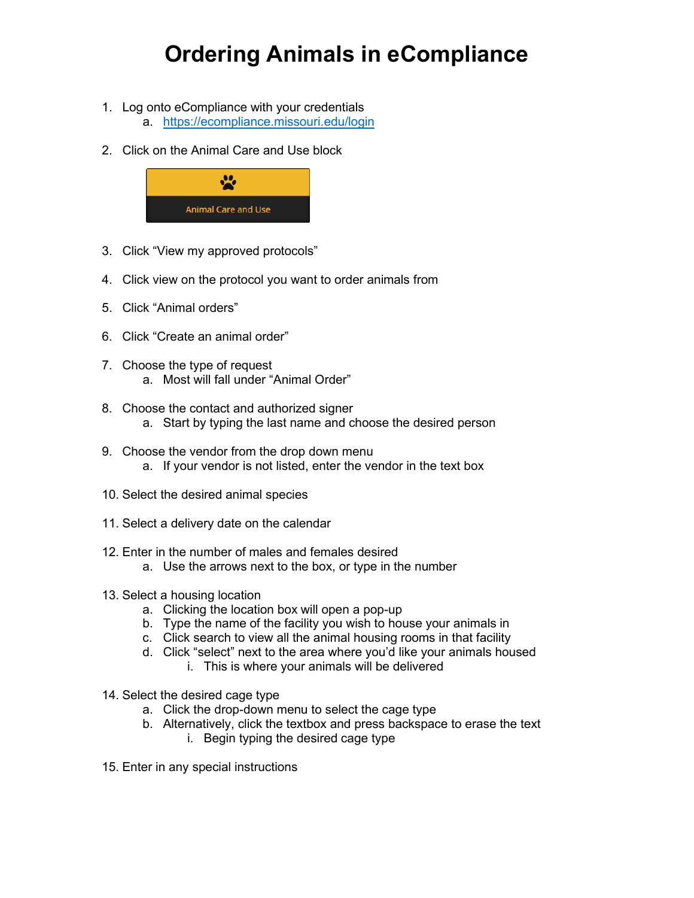# Ordering Animals in eCompliance

1. Log onto eCompliance with your credentials
   a. https://ecompliance.missouri.edu/login

2. Click on the Animal Care and Use block

   Animal Care and Use

3. Click "View my approved protocols"

4. Click view on the protocol you want to order animals from

5. Click "Animal orders"

6. Click "Create an animal order"

7. Choose the type of request
   a. Most will fall under "Animal Order"

8. Choose the contact and authorized signer
   a. Start by typing the last name and choose the desired person

9. Choose the vendor from the drop down menu
   a. If your vendor is not listed, enter the vendor in the text box

10. Select the desired animal species

11. Select a delivery date on the calendar

12. Enter in the number of males and females desired
    a. Use the arrows next to the box, or type in the number

13. Select a housing location
    a. Clicking the location box will open a pop-up
    b. Type the name of the facility you wish to house your animals in
    c. Click search to view all the animal housing rooms in that facility
    d. Click "select" next to the area where you'd like your animals housed
       i. This is where your animals will be delivered

14. Select the desired cage type
    a. Click the drop-down menu to select the cage type
    b. Alternatively, click the textbox and press backspace to erase the text
       i. Begin typing the desired cage type

15. Enter in any special instructions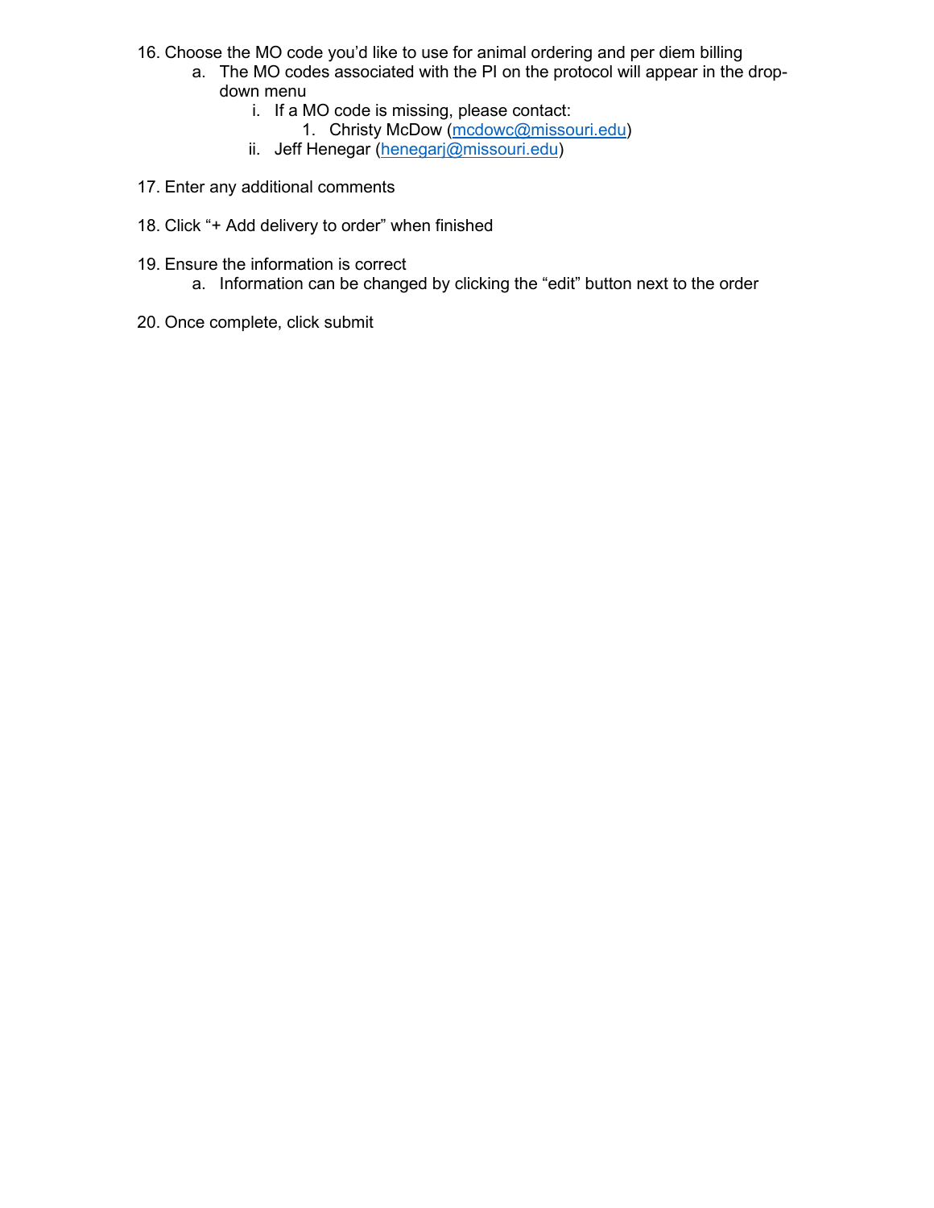16. Choose the MO code you'd like to use for animal ordering and per diem billing
    a. The MO codes associated with the PI on the protocol will appear in the drop-down menu
        i. If a MO code is missing, please contact:
            1. Christy McDow (mcdowc@missouri.edu)
        ii. Jeff Henegar (henegarj@missouri.edu)

17. Enter any additional comments

18. Click "+ Add delivery to order" when finished

19. Ensure the information is correct
    a. Information can be changed by clicking the "edit" button next to the order

20. Once complete, click submit